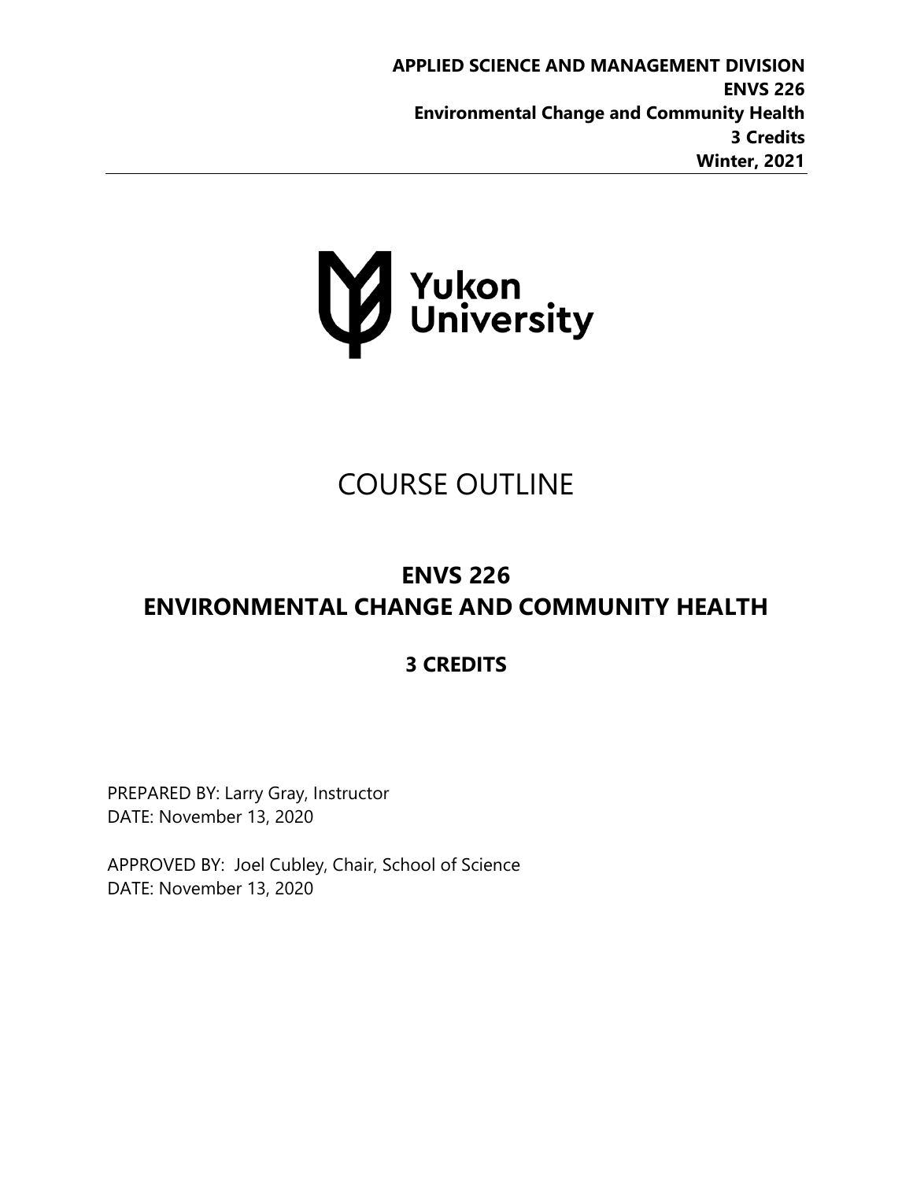**APPLIED SCIENCE AND MANAGEMENT DIVISION**
**ENVS 226**
**Environmental Change and Community Health**
**3 Credits**
**Winter, 2021**

Yukon University

# COURSE OUTLINE

## ENVS 226
## ENVIRONMENTAL CHANGE AND COMMUNITY HEALTH

### 3 CREDITS

PREPARED BY: Larry Gray, Instructor
DATE: November 13, 2020

APPROVED BY: Joel Cubley, Chair, School of Science
DATE: November 13, 2020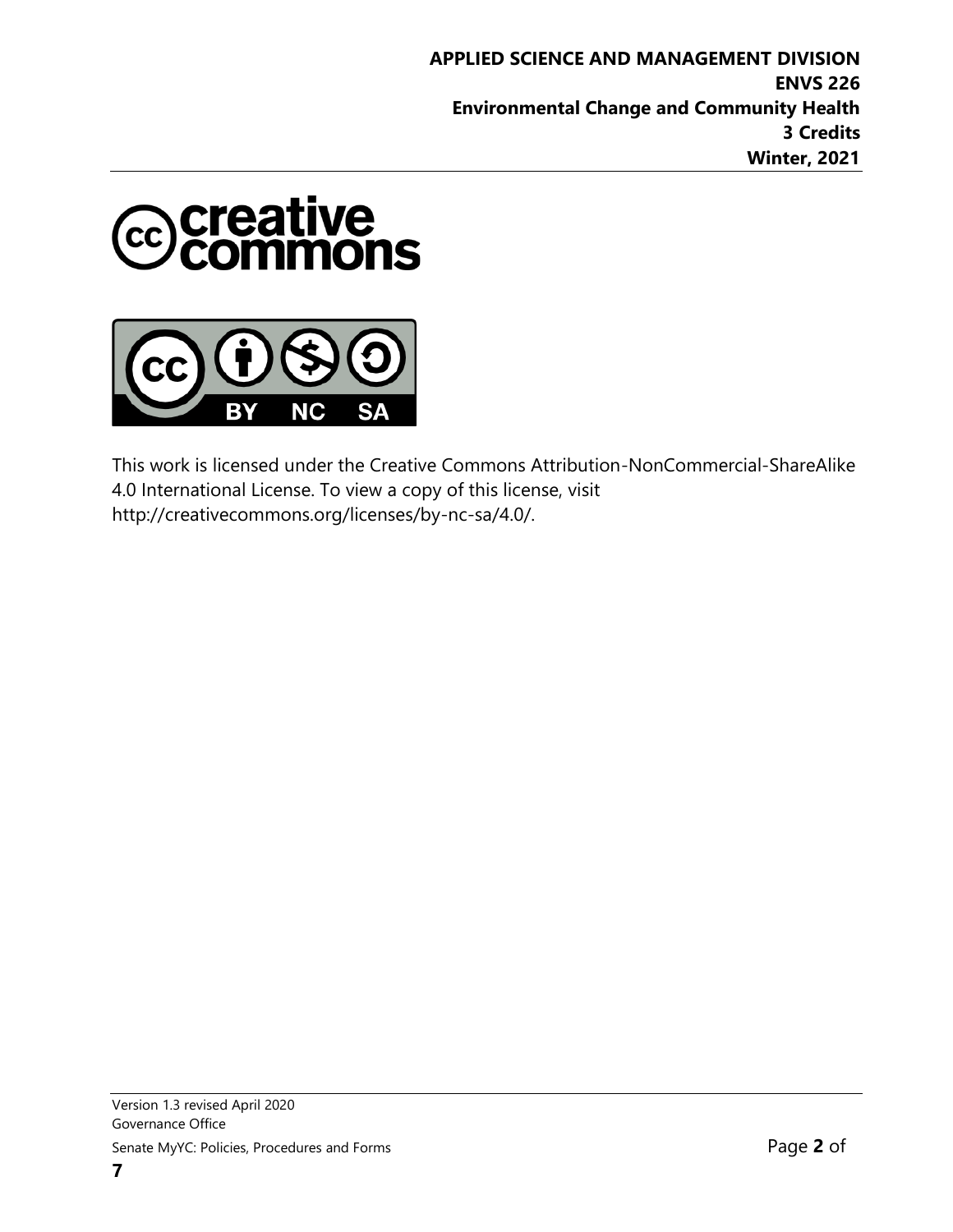This work is licensed under the Creative Commons Attribution-NonCommercial-ShareAlike 4.0 International License. To view a copy of this license, visit http://creativecommons.org/licenses/by-nc-sa/4.0/.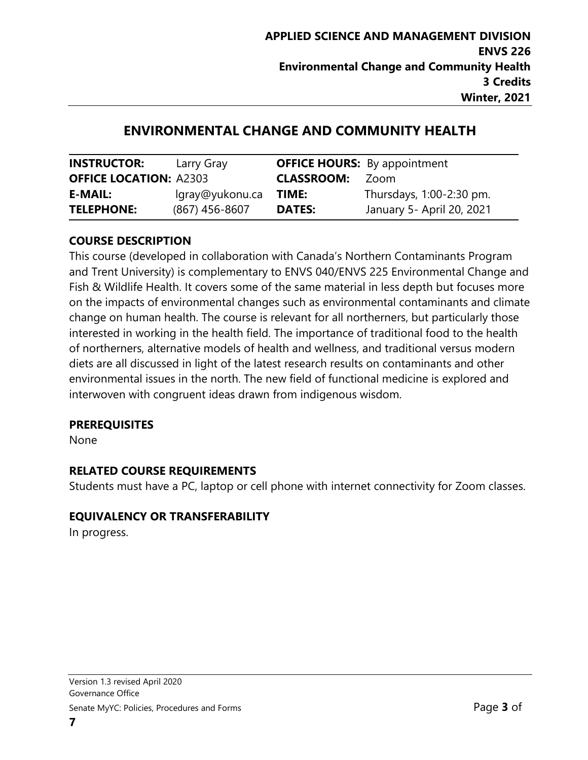**APPLIED SCIENCE AND MANAGEMENT DIVISION**
**ENVS 226**
**Environmental Change and Community Health**
**3 Credits**
**Winter, 2021**

# ENVIRONMENTAL CHANGE AND COMMUNITY HEALTH

| | | | |
|---|---|---|---|
| **INSTRUCTOR:** | Larry Gray | **OFFICE HOURS:** | By appointment |
| **OFFICE LOCATION:** | A2303 | **CLASSROOM:** | Zoom |
| **E-MAIL:** | lgray@yukonu.ca | **TIME:** | Thursdays, 1:00-2:30 pm. |
| **TELEPHONE:** | (867) 456-8607 | **DATES:** | January 5- April 20, 2021 |

## COURSE DESCRIPTION

This course (developed in collaboration with Canada's Northern Contaminants Program and Trent University) is complementary to ENVS 040/ENVS 225 Environmental Change and Fish & Wildlife Health. It covers some of the same material in less depth but focuses more on the impacts of environmental changes such as environmental contaminants and climate change on human health. The course is relevant for all northerners, but particularly those interested in working in the health field. The importance of traditional food to the health of northerners, alternative models of health and wellness, and traditional versus modern diets are all discussed in light of the latest research results on contaminants and other environmental issues in the north. The new field of functional medicine is explored and interwoven with congruent ideas drawn from indigenous wisdom.

## PREREQUISITES

None

## RELATED COURSE REQUIREMENTS

Students must have a PC, laptop or cell phone with internet connectivity for Zoom classes.

## EQUIVALENCY OR TRANSFERABILITY

In progress.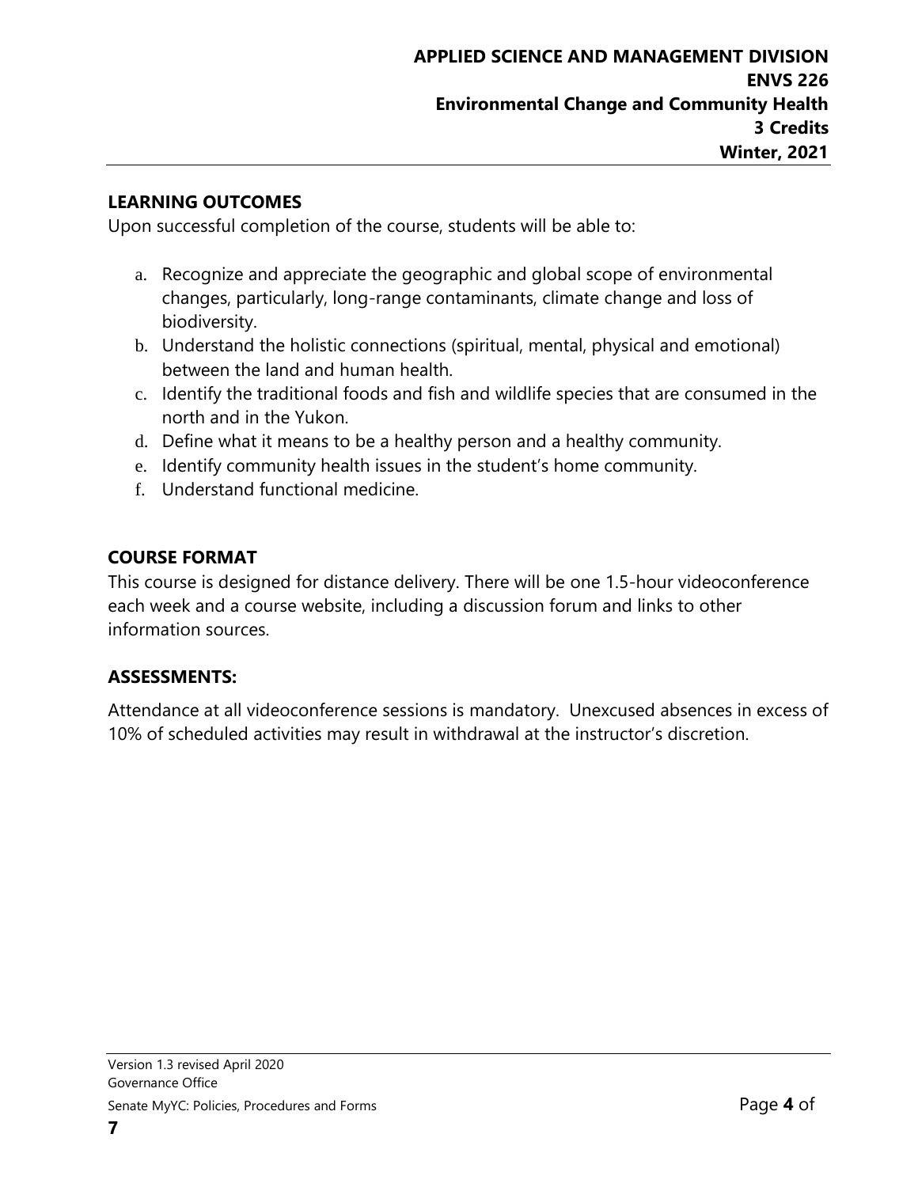## LEARNING OUTCOMES

Upon successful completion of the course, students will be able to:

a. Recognize and appreciate the geographic and global scope of environmental changes, particularly, long-range contaminants, climate change and loss of biodiversity.
b. Understand the holistic connections (spiritual, mental, physical and emotional) between the land and human health.
c. Identify the traditional foods and fish and wildlife species that are consumed in the north and in the Yukon.
d. Define what it means to be a healthy person and a healthy community.
e. Identify community health issues in the student's home community.
f. Understand functional medicine.

## COURSE FORMAT

This course is designed for distance delivery. There will be one 1.5-hour videoconference each week and a course website, including a discussion forum and links to other information sources.

## ASSESSMENTS:

Attendance at all videoconference sessions is mandatory. Unexcused absences in excess of 10% of scheduled activities may result in withdrawal at the instructor's discretion.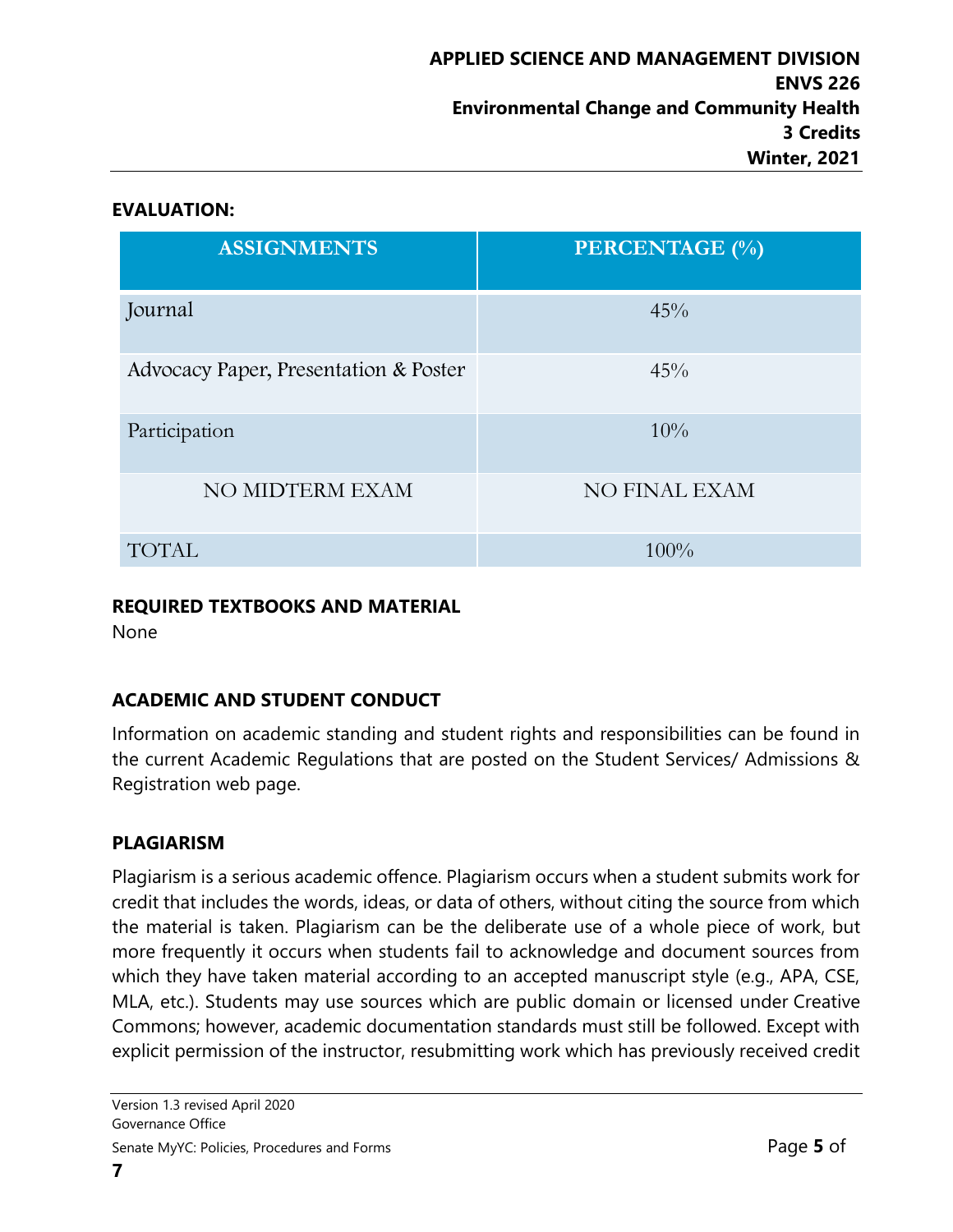## EVALUATION:

| ASSIGNMENTS | PERCENTAGE (%) |
|---|---|
| Journal | 45% |
| Advocacy Paper, Presentation & Poster | 45% |
| Participation | 10% |
| NO MIDTERM EXAM | NO FINAL EXAM |
| TOTAL | 100% |

## REQUIRED TEXTBOOKS AND MATERIAL

None

## ACADEMIC AND STUDENT CONDUCT

Information on academic standing and student rights and responsibilities can be found in the current Academic Regulations that are posted on the Student Services/ Admissions & Registration web page.

## PLAGIARISM

Plagiarism is a serious academic offence. Plagiarism occurs when a student submits work for credit that includes the words, ideas, or data of others, without citing the source from which the material is taken. Plagiarism can be the deliberate use of a whole piece of work, but more frequently it occurs when students fail to acknowledge and document sources from which they have taken material according to an accepted manuscript style (e.g., APA, CSE, MLA, etc.). Students may use sources which are public domain or licensed under Creative Commons; however, academic documentation standards must still be followed. Except with explicit permission of the instructor, resubmitting work which has previously received credit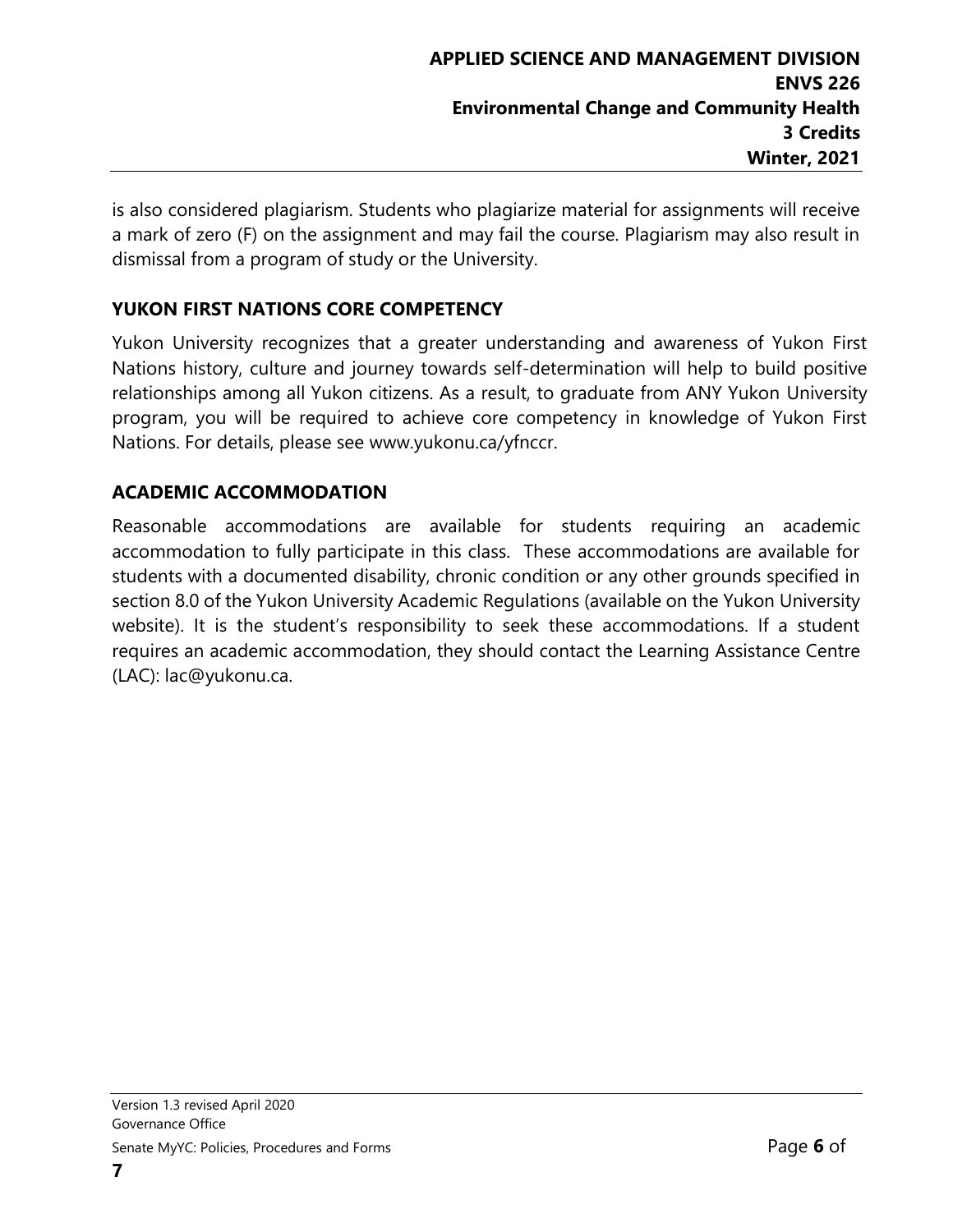is also considered plagiarism. Students who plagiarize material for assignments will receive a mark of zero (F) on the assignment and may fail the course. Plagiarism may also result in dismissal from a program of study or the University.

## YUKON FIRST NATIONS CORE COMPETENCY

Yukon University recognizes that a greater understanding and awareness of Yukon First Nations history, culture and journey towards self-determination will help to build positive relationships among all Yukon citizens. As a result, to graduate from ANY Yukon University program, you will be required to achieve core competency in knowledge of Yukon First Nations. For details, please see www.yukonu.ca/yfnccr.

## ACADEMIC ACCOMMODATION

Reasonable accommodations are available for students requiring an academic accommodation to fully participate in this class. These accommodations are available for students with a documented disability, chronic condition or any other grounds specified in section 8.0 of the Yukon University Academic Regulations (available on the Yukon University website). It is the student's responsibility to seek these accommodations. If a student requires an academic accommodation, they should contact the Learning Assistance Centre (LAC): lac@yukonu.ca.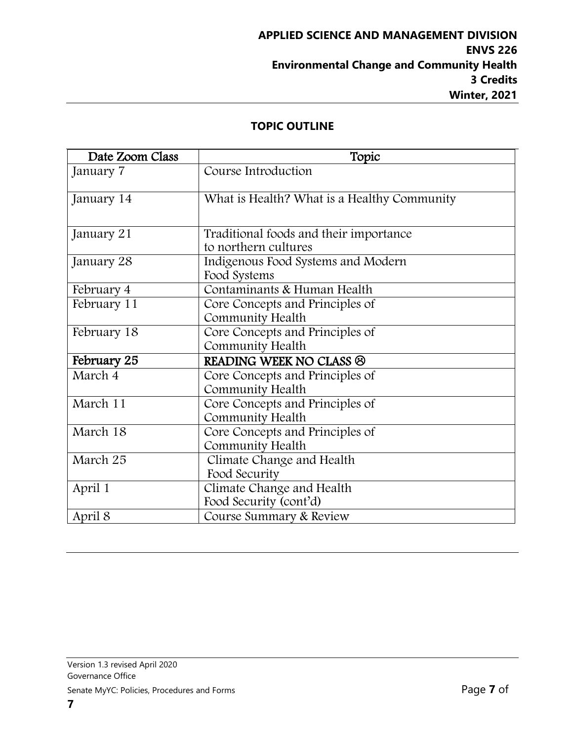**APPLIED SCIENCE AND MANAGEMENT DIVISION**
**ENVS 226**
**Environmental Change and Community Health**
**3 Credits**
**Winter, 2021**

## TOPIC OUTLINE

| Date Zoom Class | Topic |
|---|---|
| January 7 | Course Introduction |
| January 14 | What is Health? What is a Healthy Community |
| January 21 | Traditional foods and their importance to northern cultures |
| January 28 | Indigenous Food Systems and Modern Food Systems |
| February 4 | Contaminants & Human Health |
| February 11 | Core Concepts and Principles of Community Health |
| February 18 | Core Concepts and Principles of Community Health |
| **February 25** | **READING WEEK NO CLASS ☹** |
| March 4 | Core Concepts and Principles of Community Health |
| March 11 | Core Concepts and Principles of Community Health |
| March 18 | Core Concepts and Principles of Community Health |
| March 25 | Climate Change and Health Food Security |
| April 1 | Climate Change and Health Food Security (cont'd) |
| April 8 | Course Summary & Review |

Version 1.3 revised April 2020
Governance Office
Senate MyYC: Policies, Procedures and Forms